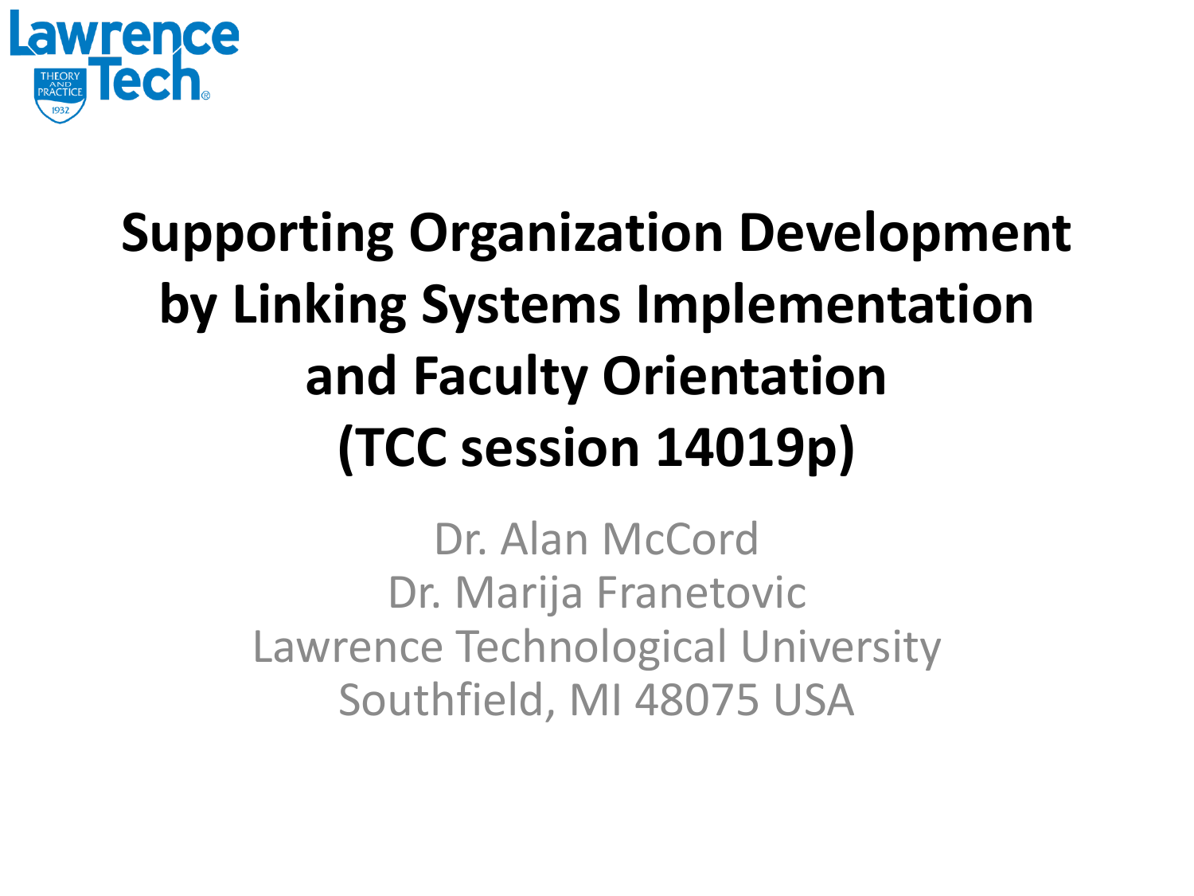Lawrence Tech

THEORY AND PRACTICE 1932

# Supporting Organization Development by Linking Systems Implementation and Faculty Orientation (TCC session 14019p)

Dr. Alan McCord
Dr. Marija Franetovic
Lawrence Technological University
Southfield, MI 48075 USA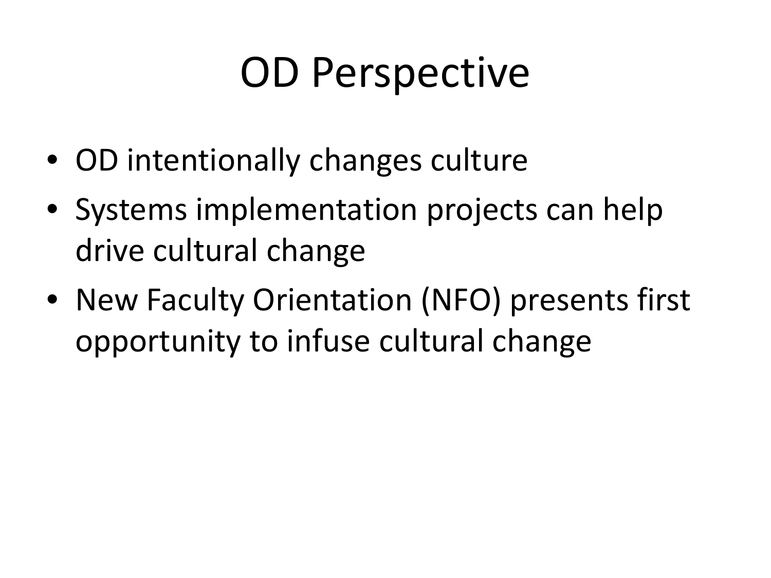# OD Perspective

- OD intentionally changes culture
- Systems implementation projects can help drive cultural change
- New Faculty Orientation (NFO) presents first opportunity to infuse cultural change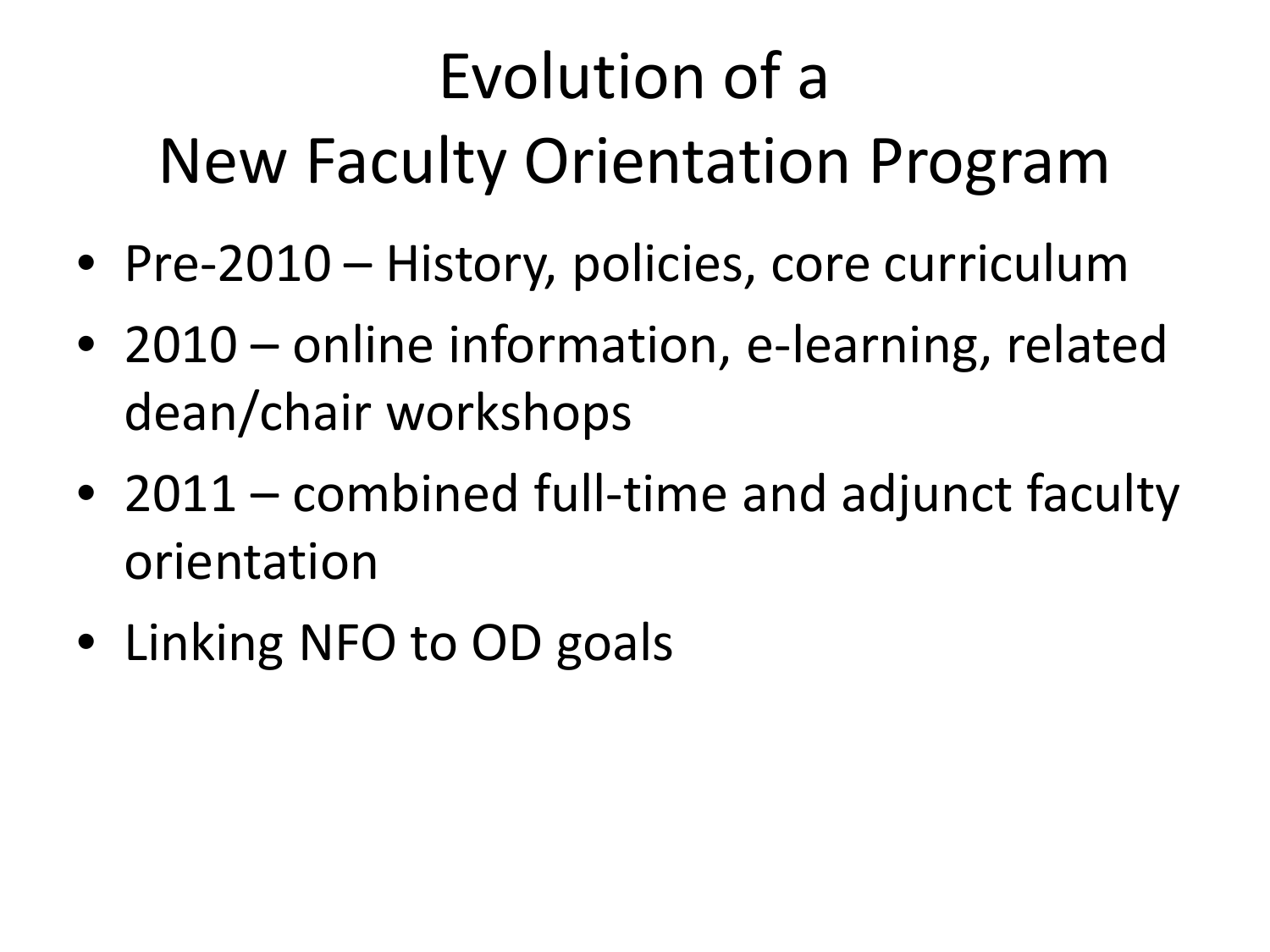# Evolution of a New Faculty Orientation Program

- Pre-2010 – History, policies, core curriculum
- 2010 – online information, e-learning, related dean/chair workshops
- 2011 – combined full-time and adjunct faculty orientation
- Linking NFO to OD goals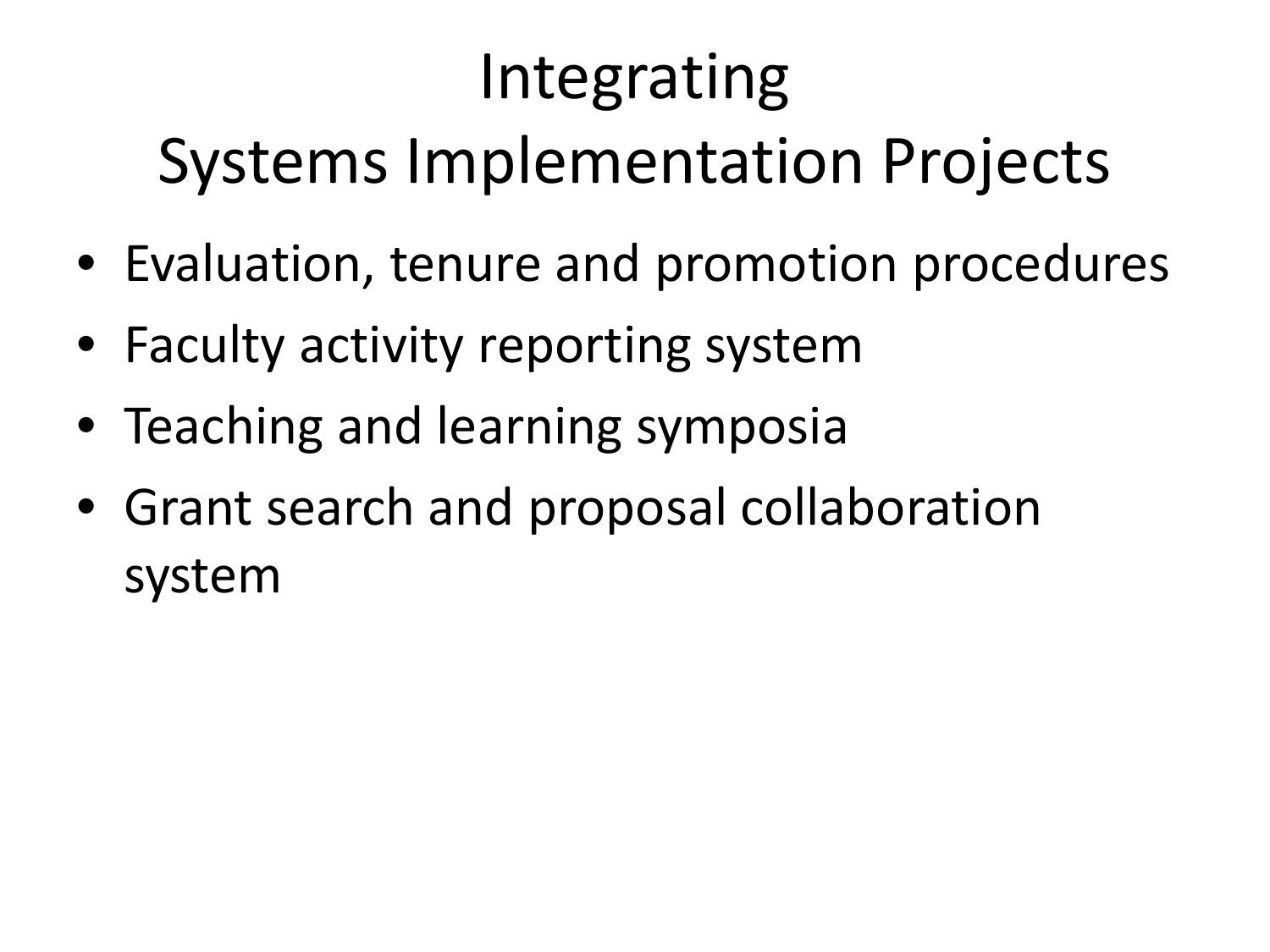# Integrating Systems Implementation Projects

- Evaluation, tenure and promotion procedures
- Faculty activity reporting system
- Teaching and learning symposia
- Grant search and proposal collaboration system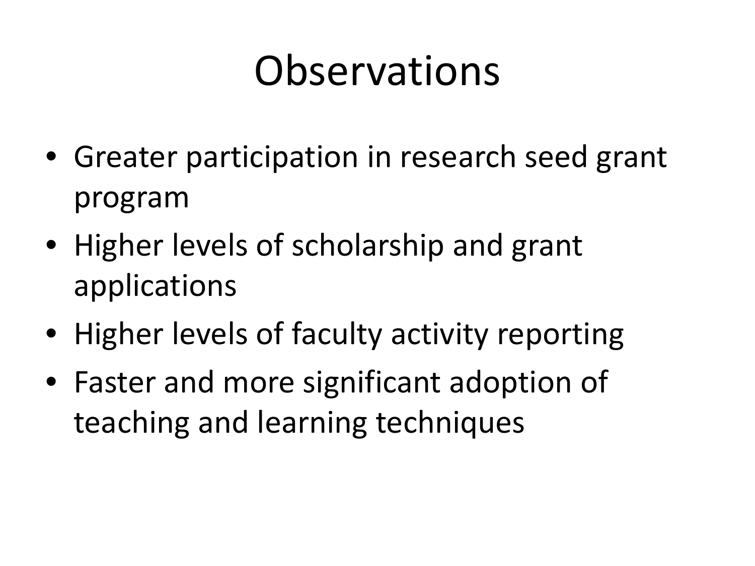# Observations

- Greater participation in research seed grant program
- Higher levels of scholarship and grant applications
- Higher levels of faculty activity reporting
- Faster and more significant adoption of teaching and learning techniques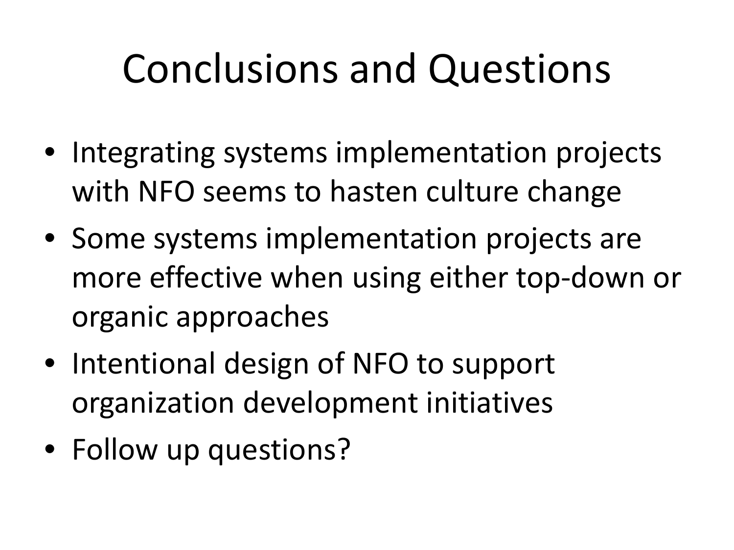# Conclusions and Questions

- Integrating systems implementation projects with NFO seems to hasten culture change
- Some systems implementation projects are more effective when using either top-down or organic approaches
- Intentional design of NFO to support organization development initiatives
- Follow up questions?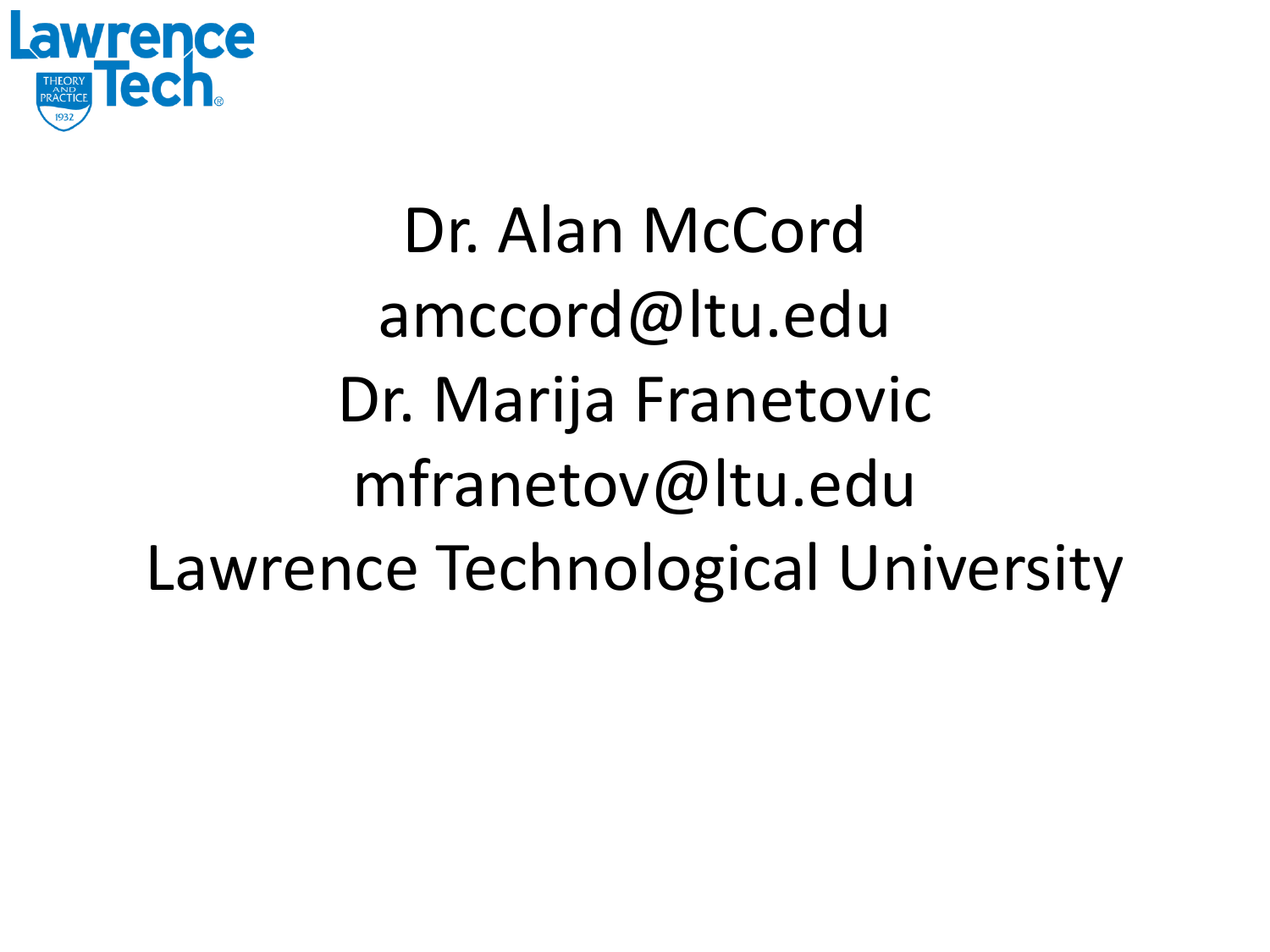Dr. Alan McCord

amccord@ltu.edu

Dr. Marija Franetovic

mfranetov@ltu.edu

Lawrence Technological University